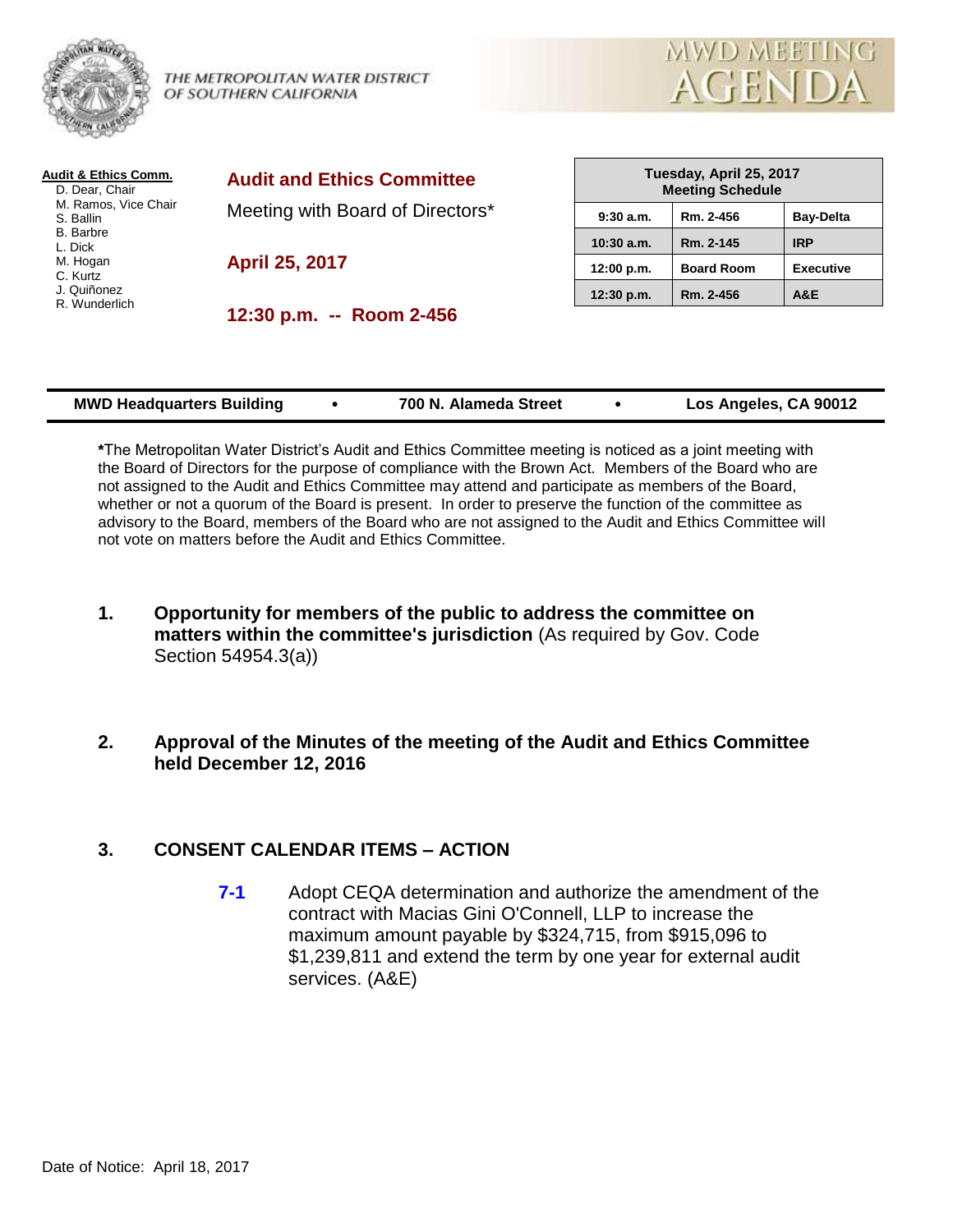THE METROPOLITAN WATER DISTRICT OF SOUTHERN CALIFORNIA

MWD MEETING AGENDA

**Audit & Ethics Comm.**
D. Dear, Chair
M. Ramos, Vice Chair
S. Ballin
B. Barbre
L. Dick
M. Hogan
C. Kurtz
J. Quiñonez
R. Wunderlich

## Audit and Ethics Committee

Meeting with Board of Directors*

**April 25, 2017**

**12:30 p.m. -- Room 2-456**

| Tuesday, April 25, 2017 Meeting Schedule | | |
|---|---|---|
| 9:30 a.m. | Rm. 2-456 | Bay-Delta |
| 10:30 a.m. | Rm. 2-145 | IRP |
| 12:00 p.m. | Board Room | Executive |
| 12:30 p.m. | Rm. 2-456 | A&E |

**MWD Headquarters Building • 700 N. Alameda Street • Los Angeles, CA 90012**

***The Metropolitan Water District's Audit and Ethics Committee meeting is noticed as a joint meeting with the Board of Directors for the purpose of compliance with the Brown Act. Members of the Board who are not assigned to the Audit and Ethics Committee may attend and participate as members of the Board, whether or not a quorum of the Board is present. In order to preserve the function of the committee as advisory to the Board, members of the Board who are not assigned to the Audit and Ethics Committee will not vote on matters before the Audit and Ethics Committee.**

1. **Opportunity for members of the public to address the committee on matters within the committee's jurisdiction** (As required by Gov. Code Section 54954.3(a))

2. **Approval of the Minutes of the meeting of the Audit and Ethics Committee held December 12, 2016**

3. **CONSENT CALENDAR ITEMS – ACTION**

   **7-1** Adopt CEQA determination and authorize the amendment of the contract with Macias Gini O'Connell, LLP to increase the maximum amount payable by $324,715, from $915,096 to $1,239,811 and extend the term by one year for external audit services. (A&E)

Date of Notice: April 18, 2017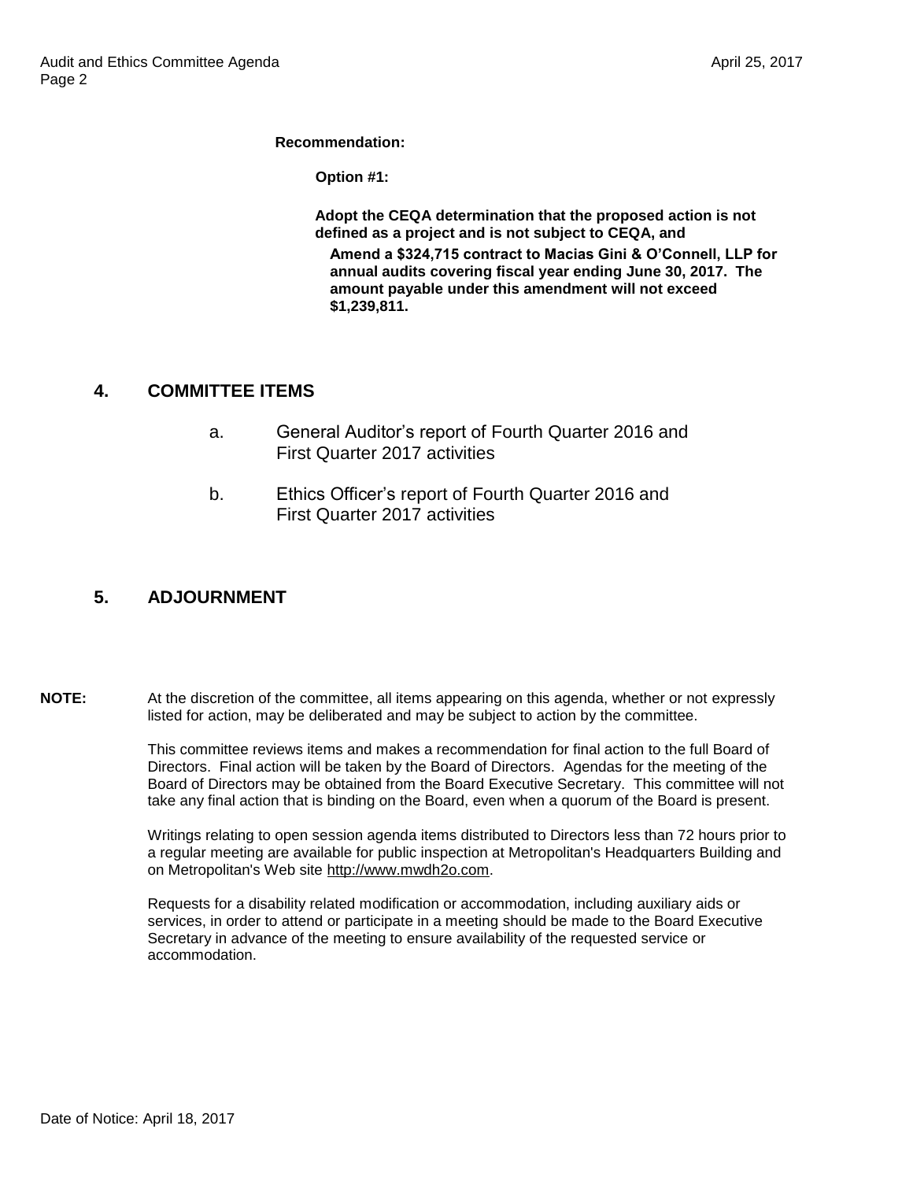**Recommendation:**

**Option #1:**

**Adopt the CEQA determination that the proposed action is not defined as a project and is not subject to CEQA, and**

**Amend a $324,715 contract to Macias Gini & O'Connell, LLP for annual audits covering fiscal year ending June 30, 2017. The amount payable under this amendment will not exceed $1,239,811.**

## 4. COMMITTEE ITEMS

a. General Auditor's report of Fourth Quarter 2016 and First Quarter 2017 activities

b. Ethics Officer's report of Fourth Quarter 2016 and First Quarter 2017 activities

## 5. ADJOURNMENT

**NOTE:** At the discretion of the committee, all items appearing on this agenda, whether or not expressly listed for action, may be deliberated and may be subject to action by the committee.

This committee reviews items and makes a recommendation for final action to the full Board of Directors. Final action will be taken by the Board of Directors. Agendas for the meeting of the Board of Directors may be obtained from the Board Executive Secretary. This committee will not take any final action that is binding on the Board, even when a quorum of the Board is present.

Writings relating to open session agenda items distributed to Directors less than 72 hours prior to a regular meeting are available for public inspection at Metropolitan's Headquarters Building and on Metropolitan's Web site http://www.mwdh2o.com.

Requests for a disability related modification or accommodation, including auxiliary aids or services, in order to attend or participate in a meeting should be made to the Board Executive Secretary in advance of the meeting to ensure availability of the requested service or accommodation.

Date of Notice: April 18, 2017